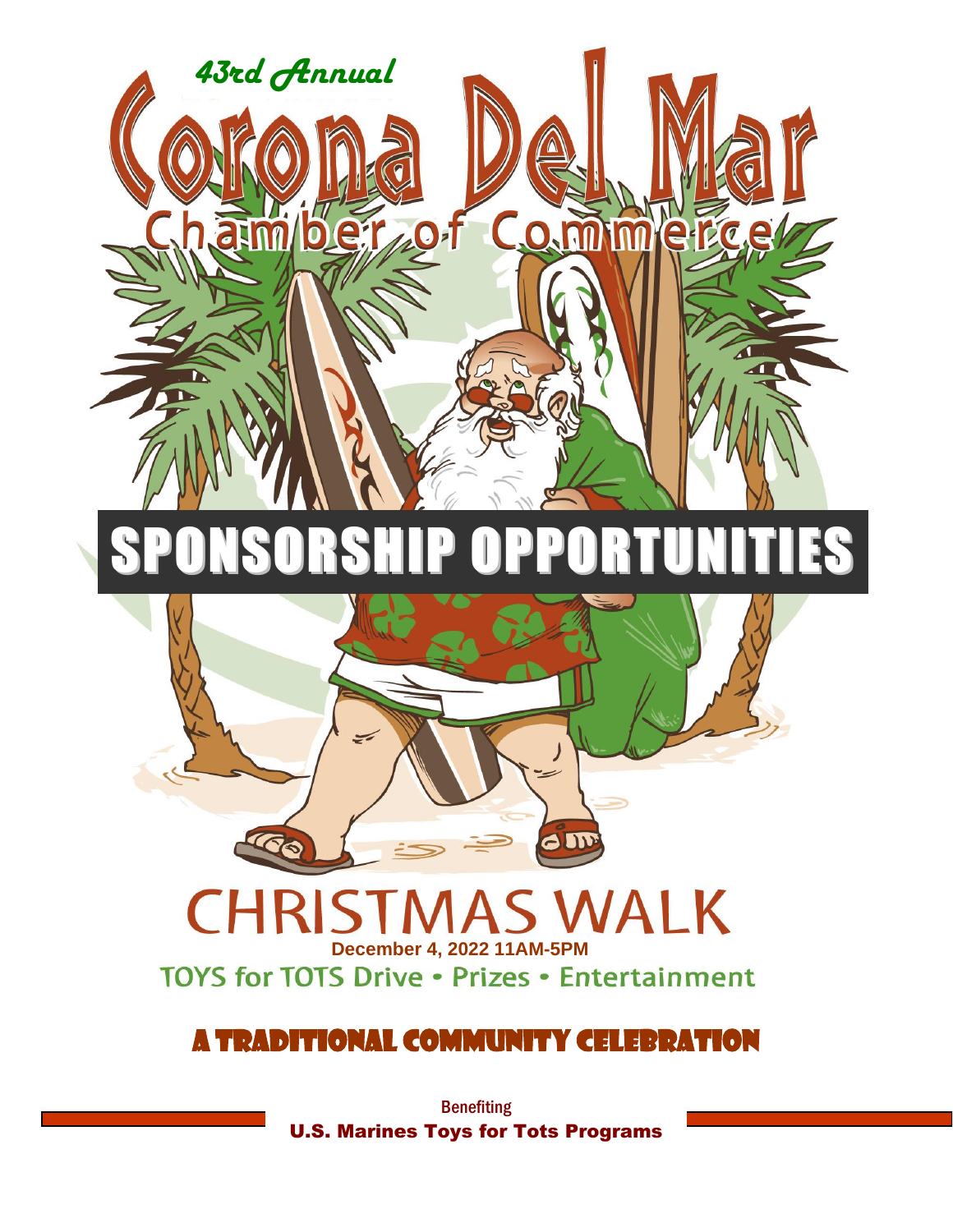*43rd Annual*

# Corona Del Mar

## Chamber of Commerce

# SPONSORSHIP OPPORTUNITIES

# CHRISTMAS WALK

**December 4, 2022 11AM-5PM**

TOYS for TOTS Drive • Prizes • Entertainment

## A TRADITIONAL COMMUNITY CELEBRATION

Benefiting

**U.S. Marines Toys for Tots Programs**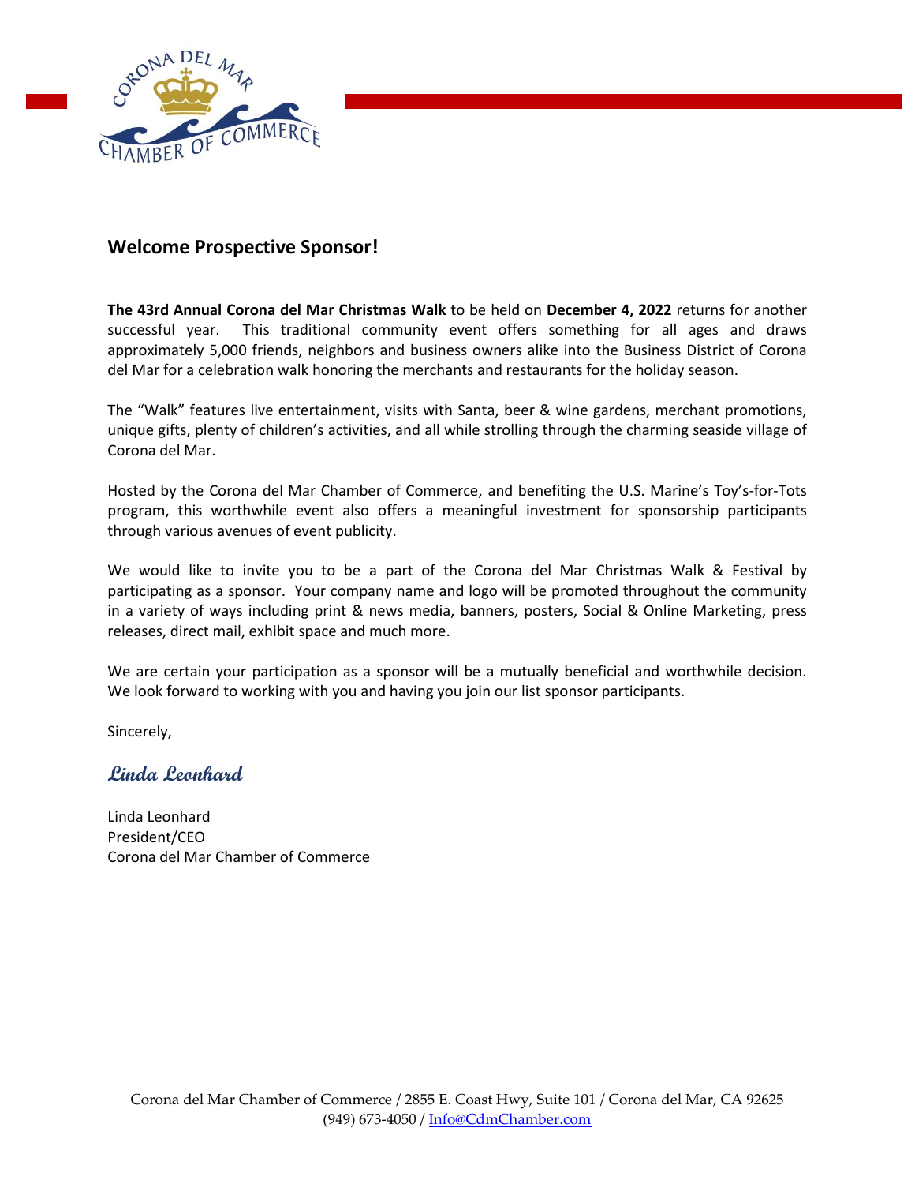## Welcome Prospective Sponsor!

**The 43rd Annual Corona del Mar Christmas Walk** to be held on **December 4, 2022** returns for another successful year. This traditional community event offers something for all ages and draws approximately 5,000 friends, neighbors and business owners alike into the Business District of Corona del Mar for a celebration walk honoring the merchants and restaurants for the holiday season.

The "Walk" features live entertainment, visits with Santa, beer & wine gardens, merchant promotions, unique gifts, plenty of children's activities, and all while strolling through the charming seaside village of Corona del Mar.

Hosted by the Corona del Mar Chamber of Commerce, and benefiting the U.S. Marine's Toy's-for-Tots program, this worthwhile event also offers a meaningful investment for sponsorship participants through various avenues of event publicity.

We would like to invite you to be a part of the Corona del Mar Christmas Walk & Festival by participating as a sponsor. Your company name and logo will be promoted throughout the community in a variety of ways including print & news media, banners, posters, Social & Online Marketing, press releases, direct mail, exhibit space and much more.

We are certain your participation as a sponsor will be a mutually beneficial and worthwhile decision. We look forward to working with you and having you join our list sponsor participants.

Sincerely,

*Linda Leonhard*

Linda Leonhard
President/CEO
Corona del Mar Chamber of Commerce

Corona del Mar Chamber of Commerce / 2855 E. Coast Hwy, Suite 101 / Corona del Mar, CA 92625
(949) 673-4050 / Info@CdmChamber.com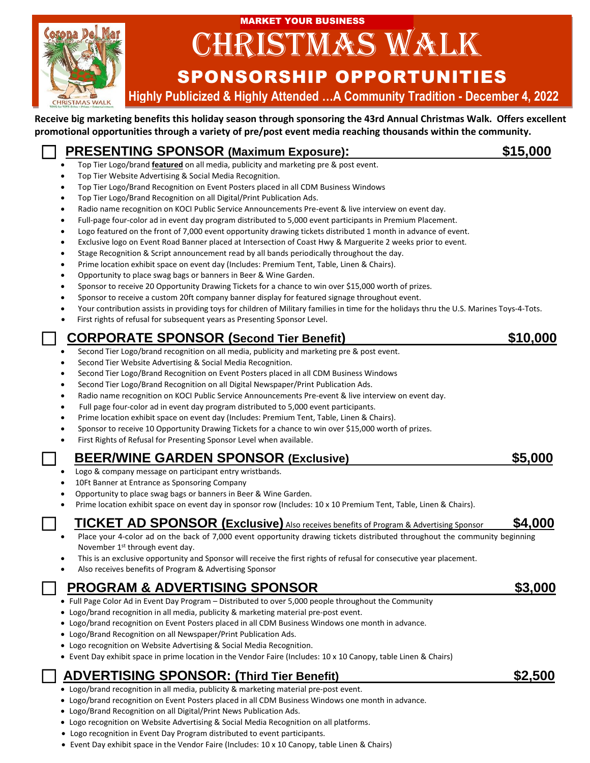MARKET YOUR BUSINESS

# CHRISTMAS WALK

## SPONSORSHIP OPPORTUNITIES

**Highly Publicized & Highly Attended …A Community Tradition - December 4, 2022**

**Receive big marketing benefits this holiday season through sponsoring the 43rd Annual Christmas Walk. Offers excellent promotional opportunities through a variety of pre/post event media reaching thousands within the community.**

### ☐ PRESENTING SPONSOR (Maximum Exposure): $15,000

- Top Tier Logo/brand **featured** on all media, publicity and marketing pre & post event.
- Top Tier Website Advertising & Social Media Recognition.
- Top Tier Logo/Brand Recognition on Event Posters placed in all CDM Business Windows
- Top Tier Logo/Brand Recognition on all Digital/Print Publication Ads.
- Radio name recognition on KOCI Public Service Announcements Pre-event & live interview on event day.
- Full-page four-color ad in event day program distributed to 5,000 event participants in Premium Placement.
- Logo featured on the front of 7,000 event opportunity drawing tickets distributed 1 month in advance of event.
- Exclusive logo on Event Road Banner placed at Intersection of Coast Hwy & Marguerite 2 weeks prior to event.
- Stage Recognition & Script announcement read by all bands periodically throughout the day.
- Prime location exhibit space on event day (Includes: Premium Tent, Table, Linen & Chairs).
- Opportunity to place swag bags or banners in Beer & Wine Garden.
- Sponsor to receive 20 Opportunity Drawing Tickets for a chance to win over $15,000 worth of prizes.
- Sponsor to receive a custom 20ft company banner display for featured signage throughout event.
- Your contribution assists in providing toys for children of Military families in time for the holidays thru the U.S. Marines Toys-4-Tots.
- First rights of refusal for subsequent years as Presenting Sponsor Level.

### ☐ CORPORATE SPONSOR (Second Tier Benefit) $10,000

- Second Tier Logo/brand recognition on all media, publicity and marketing pre & post event.
- Second Tier Website Advertising & Social Media Recognition.
- Second Tier Logo/Brand Recognition on Event Posters placed in all CDM Business Windows
- Second Tier Logo/Brand Recognition on all Digital Newspaper/Print Publication Ads.
- Radio name recognition on KOCI Public Service Announcements Pre-event & live interview on event day.
- Full page four-color ad in event day program distributed to 5,000 event participants.
- Prime location exhibit space on event day (Includes: Premium Tent, Table, Linen & Chairs).
- Sponsor to receive 10 Opportunity Drawing Tickets for a chance to win over $15,000 worth of prizes.
- First Rights of Refusal for Presenting Sponsor Level when available.

### ☐ BEER/WINE GARDEN SPONSOR (Exclusive) $5,000

- Logo & company message on participant entry wristbands.
- 10Ft Banner at Entrance as Sponsoring Company
- Opportunity to place swag bags or banners in Beer & Wine Garden.
- Prime location exhibit space on event day in sponsor row (Includes: 10 x 10 Premium Tent, Table, Linen & Chairs).

### ☐ TICKET AD SPONSOR (Exclusive) Also receives benefits of Program & Advertising Sponsor $4,000

- Place your 4-color ad on the back of 7,000 event opportunity drawing tickets distributed throughout the community beginning November 1st through event day.
- This is an exclusive opportunity and Sponsor will receive the first rights of refusal for consecutive year placement.
- Also receives benefits of Program & Advertising Sponsor

### ☐ PROGRAM & ADVERTISING SPONSOR $3,000

- Full Page Color Ad in Event Day Program – Distributed to over 5,000 people throughout the Community
- Logo/brand recognition in all media, publicity & marketing material pre-post event.
- Logo/brand recognition on Event Posters placed in all CDM Business Windows one month in advance.
- Logo/Brand Recognition on all Newspaper/Print Publication Ads.
- Logo recognition on Website Advertising & Social Media Recognition.
- Event Day exhibit space in prime location in the Vendor Faire (Includes: 10 x 10 Canopy, table Linen & Chairs)

### ☐ ADVERTISING SPONSOR: (Third Tier Benefit) $2,500

- Logo/brand recognition in all media, publicity & marketing material pre-post event.
- Logo/brand recognition on Event Posters placed in all CDM Business Windows one month in advance.
- Logo/Brand Recognition on all Digital/Print News Publication Ads.
- Logo recognition on Website Advertising & Social Media Recognition on all platforms.
- Logo recognition in Event Day Program distributed to event participants.
- Event Day exhibit space in the Vendor Faire (Includes: 10 x 10 Canopy, table Linen & Chairs)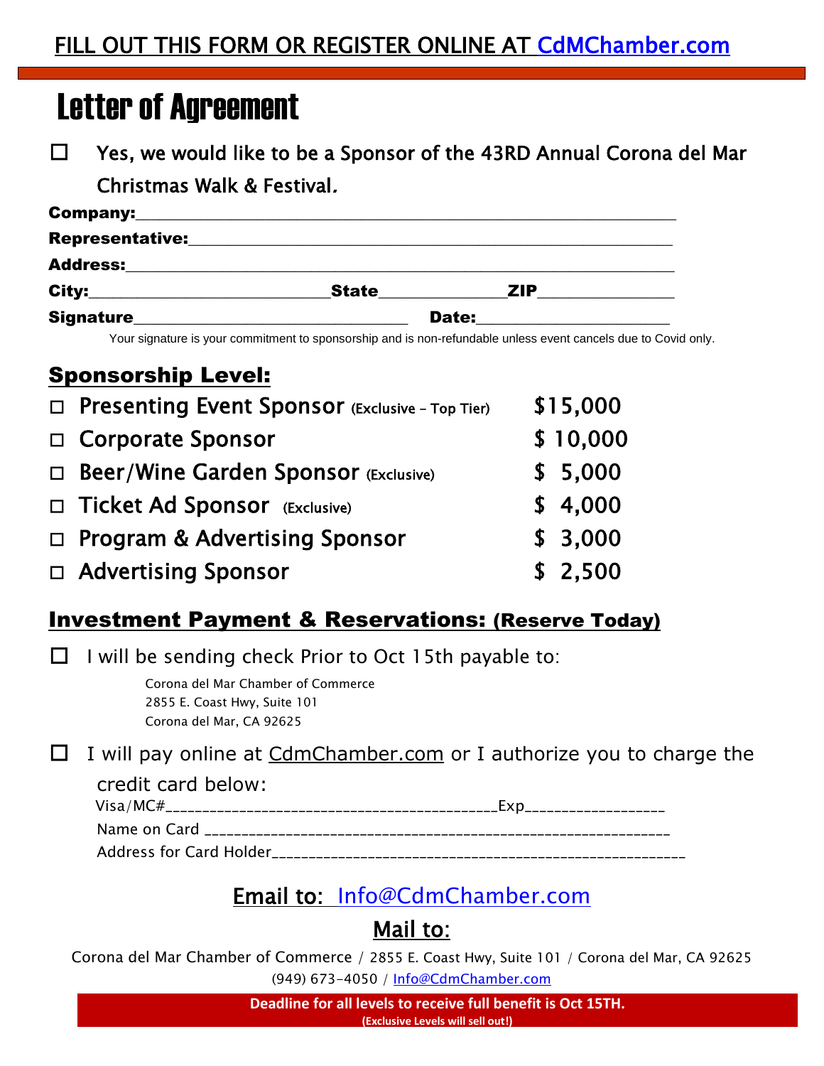FILL OUT THIS FORM OR REGISTER ONLINE AT CdMChamber.com

# Letter of Agreement

☐ Yes, we would like to be a Sponsor of the 43RD Annual Corona del Mar Christmas Walk & Festival.

**Company:**_______________________________________________

**Representative:**___________________________________________

**Address:**_________________________________________________

**City:**_______________________ **State**____________ **ZIP**____________

**Signature**___________________________ **Date:**__________________

Your signature is your commitment to sponsorship and is non-refundable unless event cancels due to Covid only.

## Sponsorship Level:

| | |
|---|---|
| ☐ Presenting Event Sponsor (Exclusive – Top Tier) | $15,000 |
| ☐ Corporate Sponsor | $ 10,000 |
| ☐ Beer/Wine Garden Sponsor (Exclusive) | $ 5,000 |
| ☐ Ticket Ad Sponsor (Exclusive) | $ 4,000 |
| ☐ Program & Advertising Sponsor | $ 3,000 |
| ☐ Advertising Sponsor | $ 2,500 |

## Investment Payment & Reservations: (Reserve Today)

☐ I will be sending check Prior to Oct 15th payable to:

Corona del Mar Chamber of Commerce
2855 E. Coast Hwy, Suite 101
Corona del Mar, CA 92625

☐ I will pay online at CdmChamber.com or I authorize you to charge the credit card below:

Visa/MC#________________________________________Exp________________

Name on Card ___________________________________________________

Address for Card Holder___________________________________________

**Email to: Info@CdmChamber.com**

**Mail to:**

Corona del Mar Chamber of Commerce / 2855 E. Coast Hwy, Suite 101 / Corona del Mar, CA 92625
(949) 673-4050 / Info@CdmChamber.com

**Deadline for all levels to receive full benefit is Oct 15TH.**
**(Exclusive Levels will sell out!)**